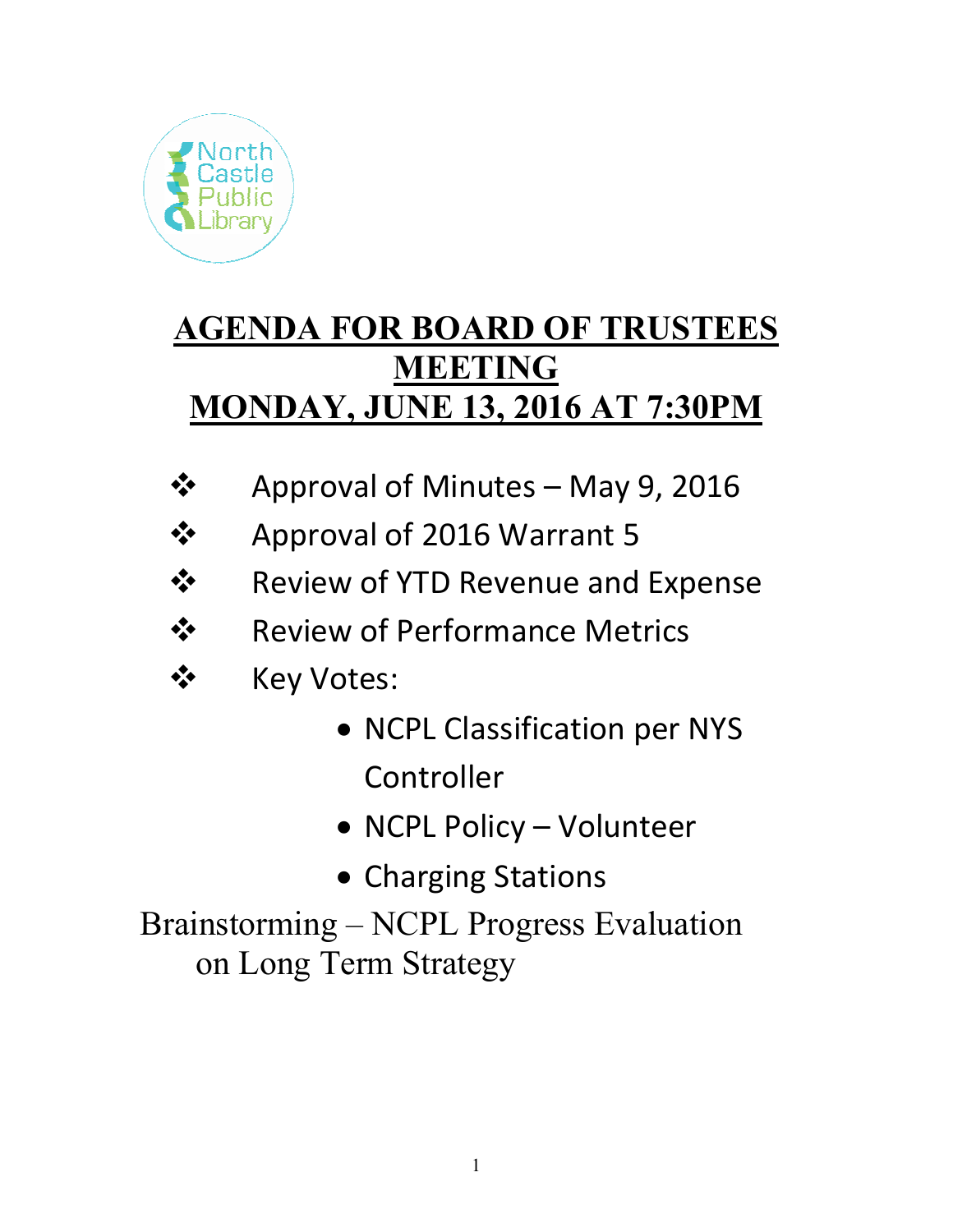North Castle Public Library

# AGENDA FOR BOARD OF TRUSTEES MEETING
# MONDAY, JUNE 13, 2016 AT 7:30PM

- Approval of Minutes – May 9, 2016
- Approval of 2016 Warrant 5
- Review of YTD Revenue and Expense
- Review of Performance Metrics
- Key Votes:
  - NCPL Classification per NYS Controller
  - NCPL Policy – Volunteer
  - Charging Stations

Brainstorming – NCPL Progress Evaluation on Long Term Strategy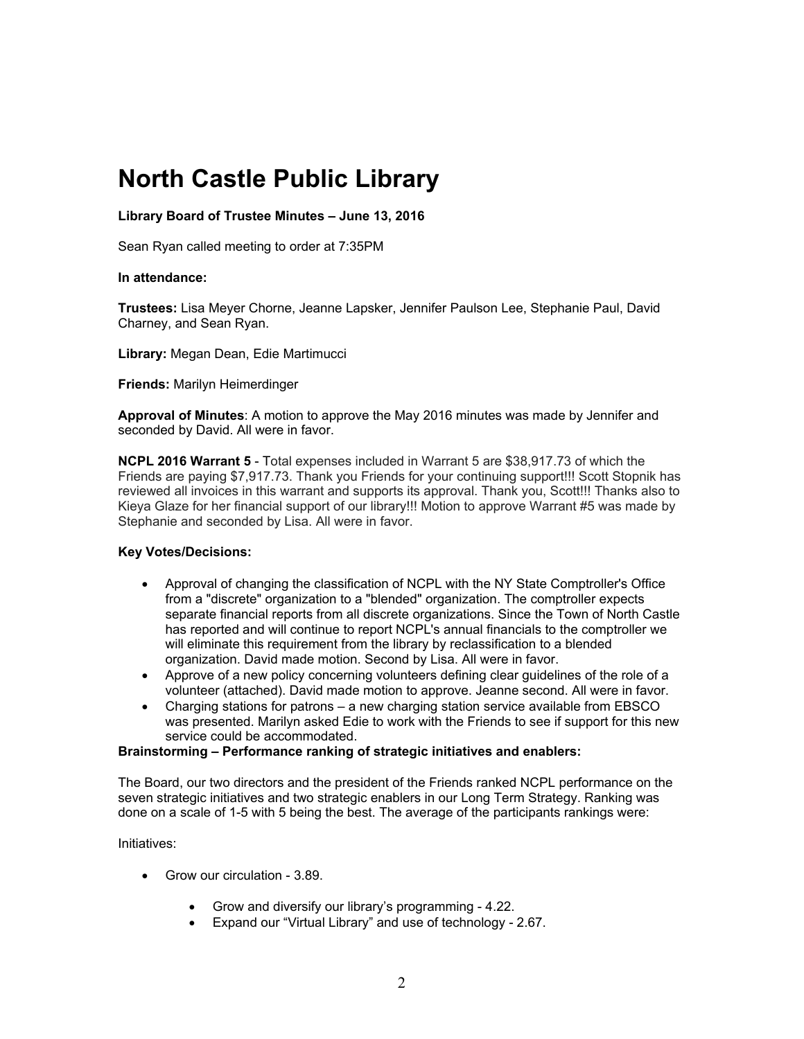# North Castle Public Library

**Library Board of Trustee Minutes – June 13, 2016**

Sean Ryan called meeting to order at 7:35PM

**In attendance:**

**Trustees:** Lisa Meyer Chorne, Jeanne Lapsker, Jennifer Paulson Lee, Stephanie Paul, David Charney, and Sean Ryan.

**Library:** Megan Dean, Edie Martimucci

**Friends:** Marilyn Heimerdinger

**Approval of Minutes**: A motion to approve the May 2016 minutes was made by Jennifer and seconded by David. All were in favor.

**NCPL 2016 Warrant 5** - Total expenses included in Warrant 5 are $38,917.73 of which the Friends are paying $7,917.73. Thank you Friends for your continuing support!!! Scott Stopnik has reviewed all invoices in this warrant and supports its approval. Thank you, Scott!!! Thanks also to Kieya Glaze for her financial support of our library!!! Motion to approve Warrant #5 was made by Stephanie and seconded by Lisa. All were in favor.

**Key Votes/Decisions:**

- Approval of changing the classification of NCPL with the NY State Comptroller's Office from a "discrete" organization to a "blended" organization. The comptroller expects separate financial reports from all discrete organizations. Since the Town of North Castle has reported and will continue to report NCPL's annual financials to the comptroller we will eliminate this requirement from the library by reclassification to a blended organization. David made motion. Second by Lisa. All were in favor.
- Approve of a new policy concerning volunteers defining clear guidelines of the role of a volunteer (attached). David made motion to approve. Jeanne second. All were in favor.
- Charging stations for patrons – a new charging station service available from EBSCO was presented. Marilyn asked Edie to work with the Friends to see if support for this new service could be accommodated.

**Brainstorming – Performance ranking of strategic initiatives and enablers:**

The Board, our two directors and the president of the Friends ranked NCPL performance on the seven strategic initiatives and two strategic enablers in our Long Term Strategy. Ranking was done on a scale of 1-5 with 5 being the best. The average of the participants rankings were:

Initiatives:

- Grow our circulation - 3.89.
  - Grow and diversify our library's programming - 4.22.
  - Expand our "Virtual Library" and use of technology - 2.67.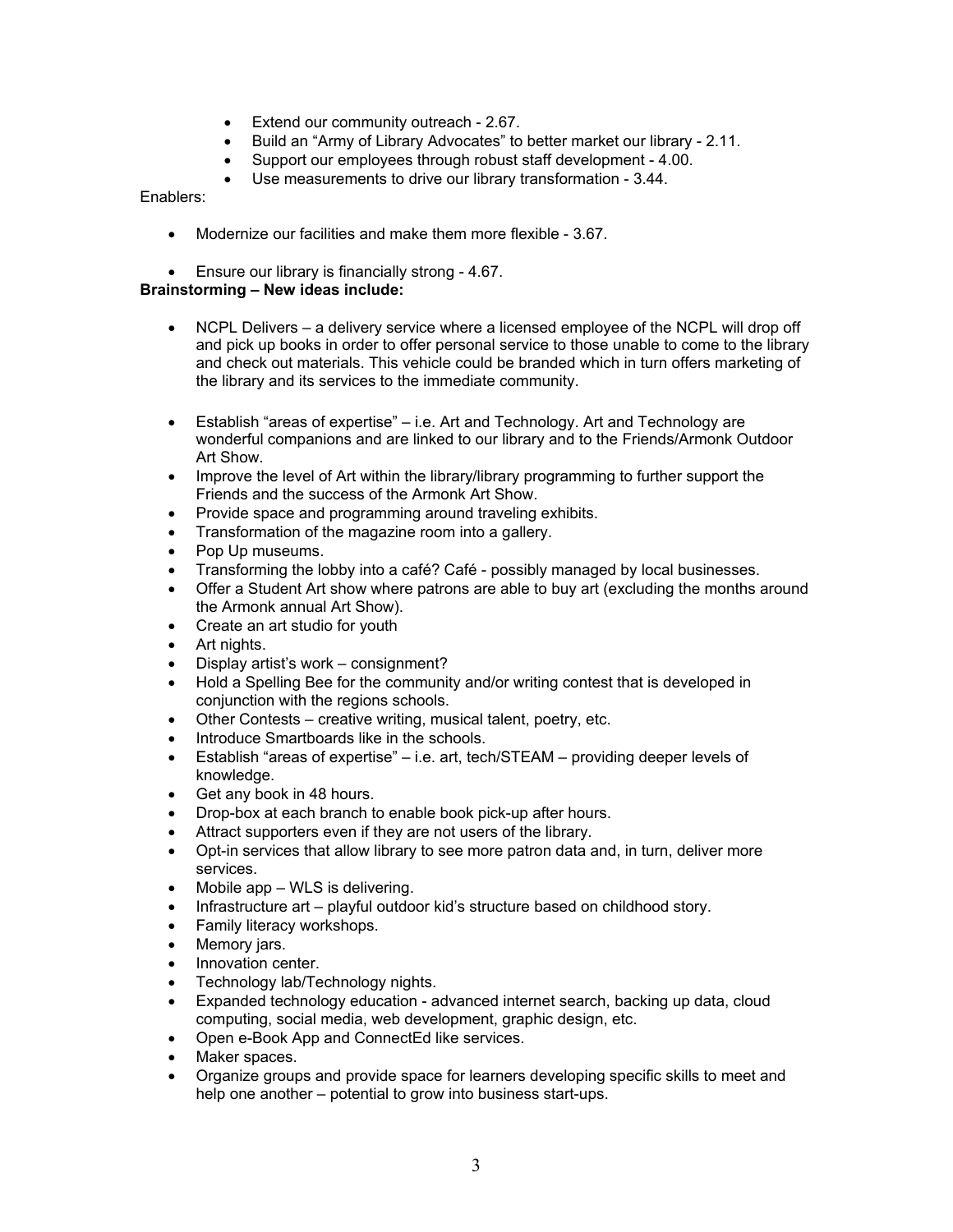- Extend our community outreach - 2.67.
- Build an "Army of Library Advocates" to better market our library - 2.11.
- Support our employees through robust staff development - 4.00.
- Use measurements to drive our library transformation - 3.44.

Enablers:

- Modernize our facilities and make them more flexible - 3.67.
- Ensure our library is financially strong - 4.67.

**Brainstorming – New ideas include:**

- NCPL Delivers – a delivery service where a licensed employee of the NCPL will drop off and pick up books in order to offer personal service to those unable to come to the library and check out materials. This vehicle could be branded which in turn offers marketing of the library and its services to the immediate community.
- Establish "areas of expertise" – i.e. Art and Technology. Art and Technology are wonderful companions and are linked to our library and to the Friends/Armonk Outdoor Art Show.
- Improve the level of Art within the library/library programming to further support the Friends and the success of the Armonk Art Show.
- Provide space and programming around traveling exhibits.
- Transformation of the magazine room into a gallery.
- Pop Up museums.
- Transforming the lobby into a café? Café - possibly managed by local businesses.
- Offer a Student Art show where patrons are able to buy art (excluding the months around the Armonk annual Art Show).
- Create an art studio for youth
- Art nights.
- Display artist's work – consignment?
- Hold a Spelling Bee for the community and/or writing contest that is developed in conjunction with the regions schools.
- Other Contests – creative writing, musical talent, poetry, etc.
- Introduce Smartboards like in the schools.
- Establish "areas of expertise" – i.e. art, tech/STEAM – providing deeper levels of knowledge.
- Get any book in 48 hours.
- Drop-box at each branch to enable book pick-up after hours.
- Attract supporters even if they are not users of the library.
- Opt-in services that allow library to see more patron data and, in turn, deliver more services.
- Mobile app – WLS is delivering.
- Infrastructure art – playful outdoor kid's structure based on childhood story.
- Family literacy workshops.
- Memory jars.
- Innovation center.
- Technology lab/Technology nights.
- Expanded technology education - advanced internet search, backing up data, cloud computing, social media, web development, graphic design, etc.
- Open e-Book App and ConnectEd like services.
- Maker spaces.
- Organize groups and provide space for learners developing specific skills to meet and help one another – potential to grow into business start-ups.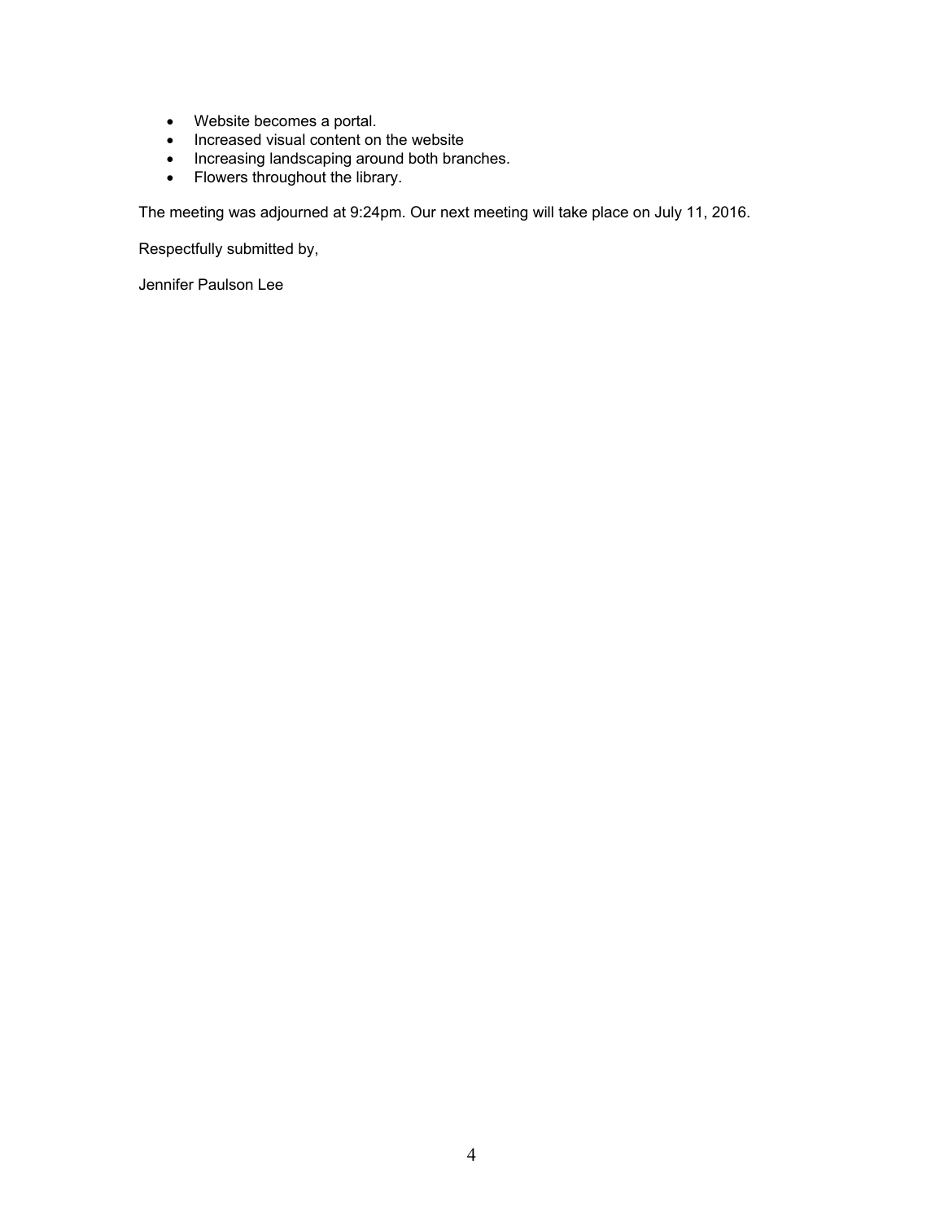- Website becomes a portal.
- Increased visual content on the website
- Increasing landscaping around both branches.
- Flowers throughout the library.

The meeting was adjourned at 9:24pm. Our next meeting will take place on July 11, 2016.

Respectfully submitted by,

Jennifer Paulson Lee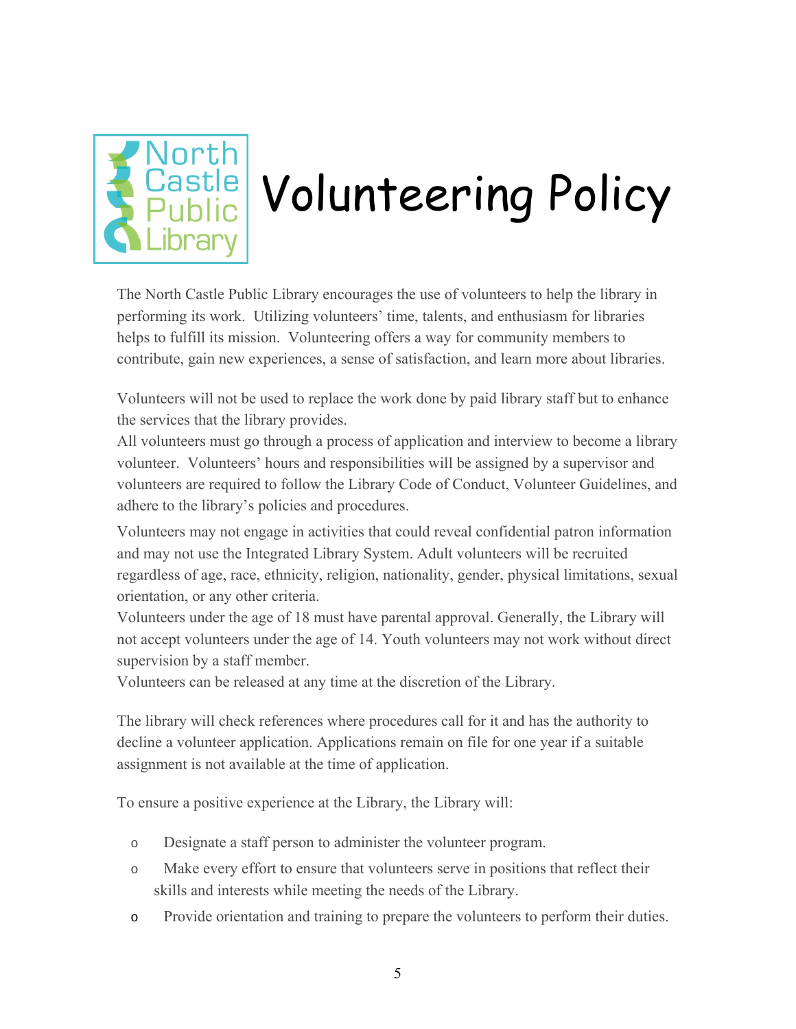# Volunteering Policy

The North Castle Public Library encourages the use of volunteers to help the library in performing its work. Utilizing volunteers' time, talents, and enthusiasm for libraries helps to fulfill its mission. Volunteering offers a way for community members to contribute, gain new experiences, a sense of satisfaction, and learn more about libraries.

Volunteers will not be used to replace the work done by paid library staff but to enhance the services that the library provides.

All volunteers must go through a process of application and interview to become a library volunteer. Volunteers' hours and responsibilities will be assigned by a supervisor and volunteers are required to follow the Library Code of Conduct, Volunteer Guidelines, and adhere to the library's policies and procedures.

Volunteers may not engage in activities that could reveal confidential patron information and may not use the Integrated Library System. Adult volunteers will be recruited regardless of age, race, ethnicity, religion, nationality, gender, physical limitations, sexual orientation, or any other criteria.

Volunteers under the age of 18 must have parental approval. Generally, the Library will not accept volunteers under the age of 14. Youth volunteers may not work without direct supervision by a staff member.

Volunteers can be released at any time at the discretion of the Library.

The library will check references where procedures call for it and has the authority to decline a volunteer application. Applications remain on file for one year if a suitable assignment is not available at the time of application.

To ensure a positive experience at the Library, the Library will:

- Designate a staff person to administer the volunteer program.
- Make every effort to ensure that volunteers serve in positions that reflect their skills and interests while meeting the needs of the Library.
- Provide orientation and training to prepare the volunteers to perform their duties.